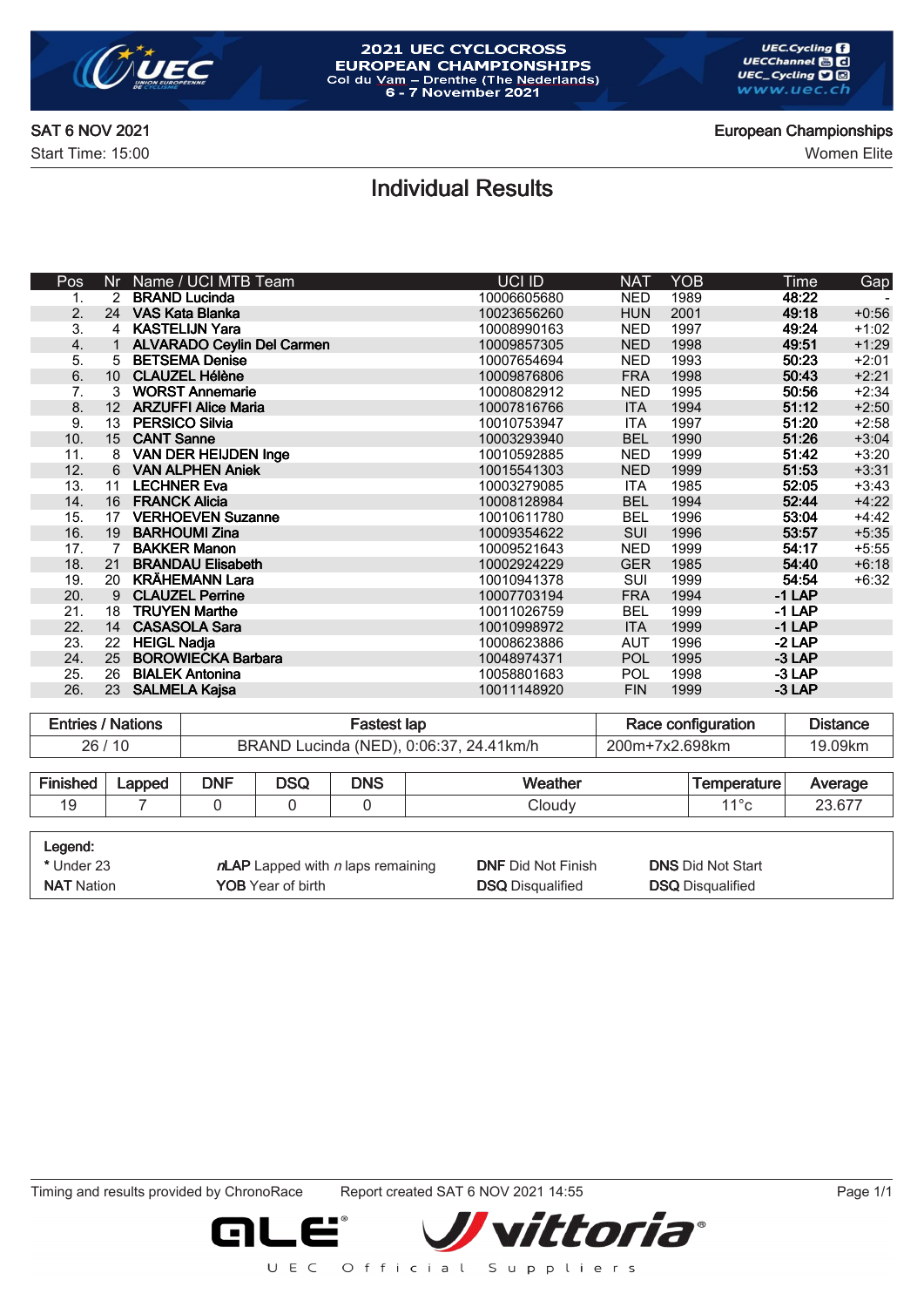# 2021 UEC CYCLOCROSS EUROPEAN CHAMPIONSHIPS

Col du Vam – Drenthe (The Nederlands)
6 - 7 November 2021

UEC.Cycling
UECChannel
UEC_Cycling
www.uec.ch

**SAT 6 NOV 2021**
Start Time: 15:00

**European Championships**
Women Elite

## Individual Results

| Pos | Nr | Name / UCI MTB Team | UCI ID | NAT | YOB | Time | Gap |
|---|---|---|---|---|---|---|---|
| 1. | 2 | **BRAND Lucinda** | 10006605680 | NED | 1989 | **48:22** | - |
| 2. | 24 | **VAS Kata Blanka** | 10023656260 | HUN | 2001 | **49:18** | +0:56 |
| 3. | 4 | **KASTELIJN Yara** | 10008990163 | NED | 1997 | **49:24** | +1:02 |
| 4. | 1 | **ALVARADO Ceylin Del Carmen** | 10009857305 | NED | 1998 | **49:51** | +1:29 |
| 5. | 5 | **BETSEMA Denise** | 10007654694 | NED | 1993 | **50:23** | +2:01 |
| 6. | 10 | **CLAUZEL Hélène** | 10009876806 | FRA | 1998 | **50:43** | +2:21 |
| 7. | 3 | **WORST Annemarie** | 10008082912 | NED | 1995 | **50:56** | +2:34 |
| 8. | 12 | **ARZUFFI Alice Maria** | 10007816766 | ITA | 1994 | **51:12** | +2:50 |
| 9. | 13 | **PERSICO Silvia** | 10010753947 | ITA | 1997 | **51:20** | +2:58 |
| 10. | 15 | **CANT Sanne** | 10003293940 | BEL | 1990 | **51:26** | +3:04 |
| 11. | 8 | **VAN DER HEIJDEN Inge** | 10010592885 | NED | 1999 | **51:42** | +3:20 |
| 12. | 6 | **VAN ALPHEN Aniek** | 10015541303 | NED | 1999 | **51:53** | +3:31 |
| 13. | 11 | **LECHNER Eva** | 10003279085 | ITA | 1985 | **52:05** | +3:43 |
| 14. | 16 | **FRANCK Alicia** | 10008128984 | BEL | 1994 | **52:44** | +4:22 |
| 15. | 17 | **VERHOEVEN Suzanne** | 10010611780 | BEL | 1996 | **53:04** | +4:42 |
| 16. | 19 | **BARHOUMI Zina** | 10009354622 | SUI | 1996 | **53:57** | +5:35 |
| 17. | 7 | **BAKKER Manon** | 10009521643 | NED | 1999 | **54:17** | +5:55 |
| 18. | 21 | **BRANDAU Elisabeth** | 10002924229 | GER | 1985 | **54:40** | +6:18 |
| 19. | 20 | **KRÄHEMANN Lara** | 10010941378 | SUI | 1999 | **54:54** | +6:32 |
| 20. | 9 | **CLAUZEL Perrine** | 10007703194 | FRA | 1994 | **-1 LAP** | |
| 21. | 18 | **TRUYEN Marthe** | 10011026759 | BEL | 1999 | **-1 LAP** | |
| 22. | 14 | **CASASOLA Sara** | 10010998972 | ITA | 1999 | **-1 LAP** | |
| 23. | 22 | **HEIGL Nadja** | 10008623886 | AUT | 1996 | **-2 LAP** | |
| 24. | 25 | **BOROWIECKA Barbara** | 10048974371 | POL | 1995 | **-3 LAP** | |
| 25. | 26 | **BIALEK Antonina** | 10058801683 | POL | 1998 | **-3 LAP** | |
| 26. | 23 | **SALMELA Kajsa** | 10011148920 | FIN | 1999 | **-3 LAP** | |

| Entries / Nations | Fastest lap | Race configuration | Distance |
|---|---|---|---|
| 26 / 10 | BRAND Lucinda (NED), 0:06:37, 24.41km/h | 200m+7x2.698km | 19.09km |

| Finished | Lapped | DNF | DSQ | DNS | Weather | Temperature | Average |
|---|---|---|---|---|---|---|---|
| 19 | 7 | 0 | 0 | 0 | Cloudy | 11°c | 23.677 |

**Legend:**

| | | | |
|---|---|---|---|
| * Under 23 | ***n*LAP** Lapped with *n* laps remaining | **DNF** Did Not Finish | **DNS** Did Not Start |
| **NAT** Nation | **YOB** Year of birth | **DSQ** Disqualified | **DSQ** Disqualified |

Timing and results provided by ChronoRace — Report created SAT 6 NOV 2021 14:55

UEC Official Suppliers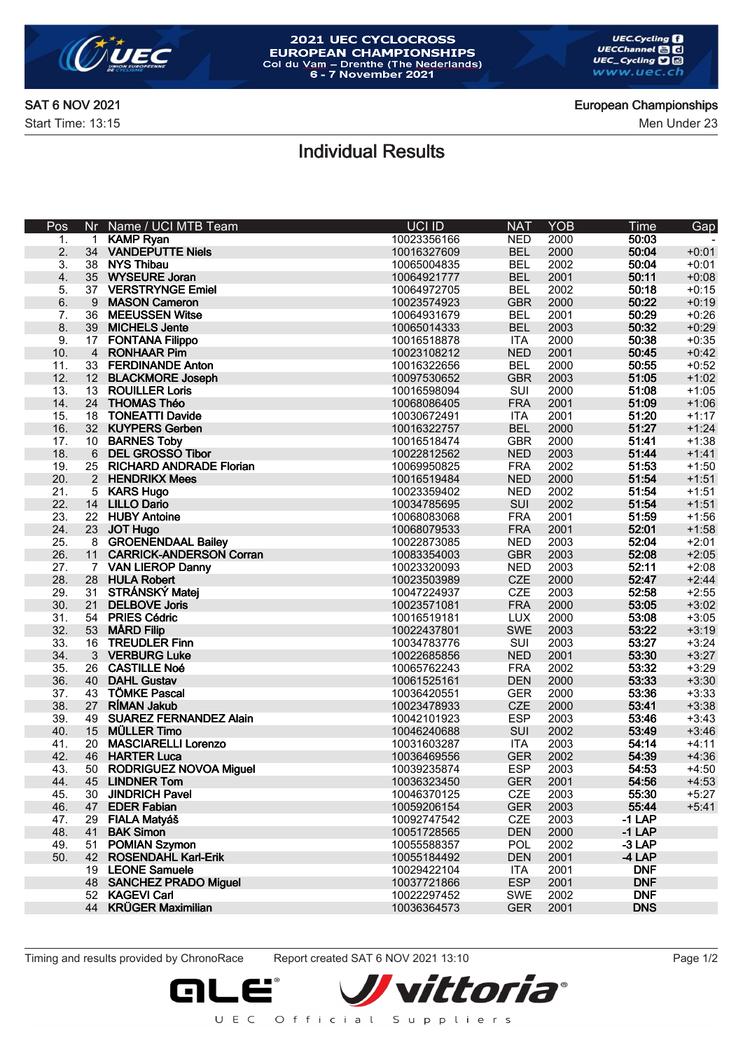**2021 UEC CYCLOCROSS EUROPEAN CHAMPIONSHIPS**
Col du Vam – Drenthe (The Nederlands)
6 - 7 November 2021

SAT 6 NOV 2021
Start Time: 13:15

European Championships
Men Under 23

# Individual Results

| Pos | Nr | Name / UCI MTB Team | UCI ID | NAT | YOB | Time | Gap |
|---|---|---|---|---|---|---|---|
| 1. | 1 | **KAMP Ryan** | 10023356166 | NED | 2000 | **50:03** | - |
| 2. | 34 | **VANDEPUTTE Niels** | 10016327609 | BEL | 2000 | **50:04** | +0:01 |
| 3. | 38 | **NYS Thibau** | 10065004835 | BEL | 2002 | **50:04** | +0:01 |
| 4. | 35 | **WYSEURE Joran** | 10064921777 | BEL | 2001 | **50:11** | +0:08 |
| 5. | 37 | **VERSTRYNGE Emiel** | 10064972705 | BEL | 2002 | **50:18** | +0:15 |
| 6. | 9 | **MASON Cameron** | 10023574923 | GBR | 2000 | **50:22** | +0:19 |
| 7. | 36 | **MEEUSSEN Witse** | 10064931679 | BEL | 2001 | **50:29** | +0:26 |
| 8. | 39 | **MICHELS Jente** | 10065014333 | BEL | 2003 | **50:32** | +0:29 |
| 9. | 17 | **FONTANA Filippo** | 10016518878 | ITA | 2000 | **50:38** | +0:35 |
| 10. | 4 | **RONHAAR Pim** | 10023108212 | NED | 2001 | **50:45** | +0:42 |
| 11. | 33 | **FERDINANDE Anton** | 10016322656 | BEL | 2000 | **50:55** | +0:52 |
| 12. | 12 | **BLACKMORE Joseph** | 10097530652 | GBR | 2003 | **51:05** | +1:02 |
| 13. | 13 | **ROUILLER Loris** | 10016598094 | SUI | 2000 | **51:08** | +1:05 |
| 14. | 24 | **THOMAS Théo** | 10068086405 | FRA | 2001 | **51:09** | +1:06 |
| 15. | 18 | **TONEATTI Davide** | 10030672491 | ITA | 2001 | **51:20** | +1:17 |
| 16. | 32 | **KUYPERS Gerben** | 10016322757 | BEL | 2000 | **51:27** | +1:24 |
| 17. | 10 | **BARNES Toby** | 10016518474 | GBR | 2000 | **51:41** | +1:38 |
| 18. | 6 | **DEL GROSSO Tibor** | 10022812562 | NED | 2003 | **51:44** | +1:41 |
| 19. | 25 | **RICHARD ANDRADE Florian** | 10069950825 | FRA | 2002 | **51:53** | +1:50 |
| 20. | 2 | **HENDRIKX Mees** | 10016519484 | NED | 2000 | **51:54** | +1:51 |
| 21. | 5 | **KARS Hugo** | 10023359402 | NED | 2002 | **51:54** | +1:51 |
| 22. | 14 | **LILLO Dario** | 10034785695 | SUI | 2002 | **51:54** | +1:51 |
| 23. | 22 | **HUBY Antoine** | 10068083068 | FRA | 2001 | **51:59** | +1:56 |
| 24. | 23 | **JOT Hugo** | 10068079533 | FRA | 2001 | **52:01** | +1:58 |
| 25. | 8 | **GROENENDAAL Bailey** | 10022873085 | NED | 2003 | **52:04** | +2:01 |
| 26. | 11 | **CARRICK-ANDERSON Corran** | 10083354003 | GBR | 2003 | **52:08** | +2:05 |
| 27. | 7 | **VAN LIEROP Danny** | 10023320093 | NED | 2003 | **52:11** | +2:08 |
| 28. | 28 | **HULA Robert** | 10023503989 | CZE | 2000 | **52:47** | +2:44 |
| 29. | 31 | **STRÁNSKÝ Matej** | 10047224937 | CZE | 2003 | **52:58** | +2:55 |
| 30. | 21 | **DELBOVE Joris** | 10023571081 | FRA | 2000 | **53:05** | +3:02 |
| 31. | 54 | **PRIES Cédric** | 10016519181 | LUX | 2000 | **53:08** | +3:05 |
| 32. | 53 | **MÅRD Filip** | 10022437801 | SWE | 2003 | **53:22** | +3:19 |
| 33. | 16 | **TREUDLER Finn** | 10034783776 | SUI | 2003 | **53:27** | +3:24 |
| 34. | 3 | **VERBURG Luke** | 10022685856 | NED | 2001 | **53:30** | +3:27 |
| 35. | 26 | **CASTILLE Noé** | 10065762243 | FRA | 2002 | **53:32** | +3:29 |
| 36. | 40 | **DAHL Gustav** | 10061525161 | DEN | 2000 | **53:33** | +3:30 |
| 37. | 43 | **TÖMKE Pascal** | 10036420551 | GER | 2000 | **53:36** | +3:33 |
| 38. | 27 | **ŘÍMAN Jakub** | 10023478933 | CZE | 2000 | **53:41** | +3:38 |
| 39. | 49 | **SUAREZ FERNANDEZ Alain** | 10042101923 | ESP | 2003 | **53:46** | +3:43 |
| 40. | 15 | **MÜLLER Timo** | 10046240688 | SUI | 2002 | **53:49** | +3:46 |
| 41. | 20 | **MASCIARELLI Lorenzo** | 10031603287 | ITA | 2003 | **54:14** | +4:11 |
| 42. | 46 | **HARTER Luca** | 10036469556 | GER | 2002 | **54:39** | +4:36 |
| 43. | 50 | **RODRIGUEZ NOVOA Miguel** | 10039235874 | ESP | 2003 | **54:53** | +4:50 |
| 44. | 45 | **LINDNER Tom** | 10036323450 | GER | 2001 | **54:56** | +4:53 |
| 45. | 30 | **JINDRICH Pavel** | 10046370125 | CZE | 2003 | **55:30** | +5:27 |
| 46. | 47 | **EDER Fabian** | 10059206154 | GER | 2003 | **55:44** | +5:41 |
| 47. | 29 | **FIALA Matyáš** | 10092747542 | CZE | 2003 | **-1 LAP** | |
| 48. | 41 | **BAK Simon** | 10051728565 | DEN | 2000 | **-1 LAP** | |
| 49. | 51 | **POMIAN Szymon** | 10055588357 | POL | 2002 | **-3 LAP** | |
| 50. | 42 | **ROSENDAHL Karl-Erik** | 10055184492 | DEN | 2001 | **-4 LAP** | |
| | 19 | **LEONE Samuele** | 10029422104 | ITA | 2001 | **DNF** | |
| | 48 | **SANCHEZ PRADO Miguel** | 10037721866 | ESP | 2001 | **DNF** | |
| | 52 | **KAGEVI Carl** | 10022297452 | SWE | 2002 | **DNF** | |
| | 44 | **KRÜGER Maximilian** | 10036364573 | GER | 2001 | **DNS** | |

Timing and results provided by ChronoRace — Report created SAT 6 NOV 2021 13:10

UEC Official Suppliers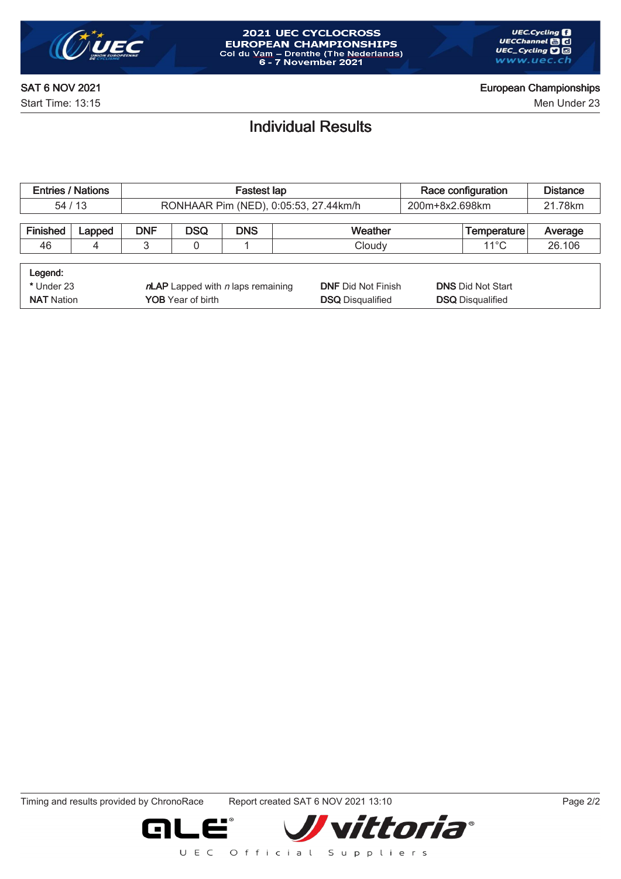**2021 UEC CYCLOCROSS EUROPEAN CHAMPIONSHIPS**
Col du Vam – Drenthe (The Nederlands)
6 - 7 November 2021

SAT 6 NOV 2021
Start Time: 13:15

European Championships
Men Under 23

# Individual Results

| Entries / Nations | Fastest lap | Race configuration | Distance |
|---|---|---|---|
| 54 / 13 | RONHAAR Pim (NED), 0:05:53, 27.44km/h | 200m+8x2.698km | 21.78km |

| Finished | Lapped | DNF | DSQ | DNS | Weather | Temperature | Average |
|---|---|---|---|---|---|---|---|
| 46 | 4 | 3 | 0 | 1 | Cloudy | 11°C | 26.106 |

**Legend:**

| | | | |
|---|---|---|---|
| * Under 23 | *n*LAP Lapped with *n* laps remaining | **DNF** Did Not Finish | **DNS** Did Not Start |
| **NAT** Nation | **YOB** Year of birth | **DSQ** Disqualified | **DSQ** Disqualified |

Timing and results provided by ChronoRace    Report created SAT 6 NOV 2021 13:10

UEC Official Suppliers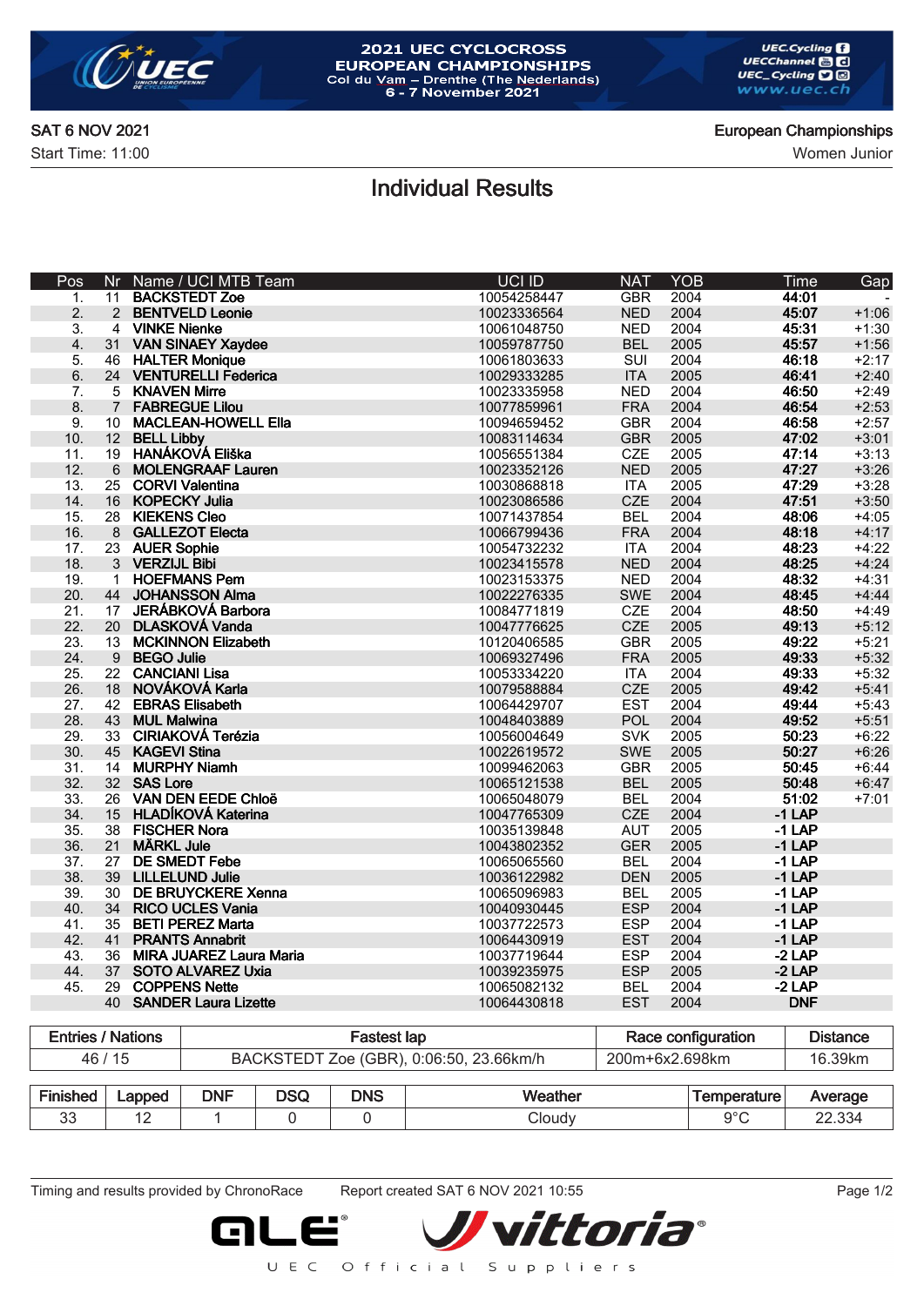# 2021 UEC CYCLOCROSS EUROPEAN CHAMPIONSHIPS

Col du Vam – Drenthe (The Nederlands)
6 - 7 November 2021

SAT 6 NOV 2021
Start Time: 11:00

European Championships
Women Junior

## Individual Results

| Pos | Nr | Name / UCI MTB Team | UCI ID | NAT | YOB | Time | Gap |
|---|---|---|---|---|---|---|---|
| 1. | 11 | **BACKSTEDT Zoe** | 10054258447 | GBR | 2004 | **44:01** | - |
| 2. | 2 | **BENTVELD Leonie** | 10023336564 | NED | 2004 | **45:07** | +1:06 |
| 3. | 4 | **VINKE Nienke** | 10061048750 | NED | 2004 | **45:31** | +1:30 |
| 4. | 31 | **VAN SINAEY Xaydee** | 10059787750 | BEL | 2005 | **45:57** | +1:56 |
| 5. | 46 | **HALTER Monique** | 10061803633 | SUI | 2004 | **46:18** | +2:17 |
| 6. | 24 | **VENTURELLI Federica** | 10029333285 | ITA | 2005 | **46:41** | +2:40 |
| 7. | 5 | **KNAVEN Mirre** | 10023335958 | NED | 2004 | **46:50** | +2:49 |
| 8. | 7 | **FABREGUE Lilou** | 10077859961 | FRA | 2004 | **46:54** | +2:53 |
| 9. | 10 | **MACLEAN-HOWELL Ella** | 10094659452 | GBR | 2004 | **46:58** | +2:57 |
| 10. | 12 | **BELL Libby** | 10083114634 | GBR | 2005 | **47:02** | +3:01 |
| 11. | 19 | **HANÁKOVÁ Eliška** | 10056551384 | CZE | 2005 | **47:14** | +3:13 |
| 12. | 6 | **MOLENGRAAF Lauren** | 10023352126 | NED | 2005 | **47:27** | +3:26 |
| 13. | 25 | **CORVI Valentina** | 10030868818 | ITA | 2005 | **47:29** | +3:28 |
| 14. | 16 | **KOPECKY Julia** | 10023086586 | CZE | 2004 | **47:51** | +3:50 |
| 15. | 28 | **KIEKENS Cleo** | 10071437854 | BEL | 2004 | **48:06** | +4:05 |
| 16. | 8 | **GALLEZOT Electa** | 10066799436 | FRA | 2004 | **48:18** | +4:17 |
| 17. | 23 | **AUER Sophie** | 10054732232 | ITA | 2004 | **48:23** | +4:22 |
| 18. | 3 | **VERZIJL Bibi** | 10023415578 | NED | 2004 | **48:25** | +4:24 |
| 19. | 1 | **HOEFMANS Pem** | 10023153375 | NED | 2004 | **48:32** | +4:31 |
| 20. | 44 | **JOHANSSON Alma** | 10022276335 | SWE | 2004 | **48:45** | +4:44 |
| 21. | 17 | **JERÁBKOVÁ Barbora** | 10084771819 | CZE | 2004 | **48:50** | +4:49 |
| 22. | 20 | **DLASKOVÁ Vanda** | 10047776625 | CZE | 2005 | **49:13** | +5:12 |
| 23. | 13 | **MCKINNON Elizabeth** | 10120406585 | GBR | 2005 | **49:22** | +5:21 |
| 24. | 9 | **BEGO Julie** | 10069327496 | FRA | 2005 | **49:33** | +5:32 |
| 25. | 22 | **CANCIANI Lisa** | 10053334220 | ITA | 2004 | **49:33** | +5:32 |
| 26. | 18 | **NOVÁKOVÁ Karla** | 10079588884 | CZE | 2005 | **49:42** | +5:41 |
| 27. | 42 | **EBRAS Elisabeth** | 10064429707 | EST | 2004 | **49:44** | +5:43 |
| 28. | 43 | **MUL Malwina** | 10048403889 | POL | 2004 | **49:52** | +5:51 |
| 29. | 33 | **CIRIAKOVÁ Terézia** | 10056004649 | SVK | 2005 | **50:23** | +6:22 |
| 30. | 45 | **KAGEVI Stina** | 10022619572 | SWE | 2005 | **50:27** | +6:26 |
| 31. | 14 | **MURPHY Niamh** | 10099462063 | GBR | 2005 | **50:45** | +6:44 |
| 32. | 32 | **SAS Lore** | 10065121538 | BEL | 2005 | **50:48** | +6:47 |
| 33. | 26 | **VAN DEN EEDE Chloë** | 10065048079 | BEL | 2004 | **51:02** | +7:01 |
| 34. | 15 | **HLADÍKOVÁ Katerina** | 10047765309 | CZE | 2004 | **-1 LAP** | |
| 35. | 38 | **FISCHER Nora** | 10035139848 | AUT | 2005 | **-1 LAP** | |
| 36. | 21 | **MÄRKL Jule** | 10043802352 | GER | 2005 | **-1 LAP** | |
| 37. | 27 | **DE SMEDT Febe** | 10065065560 | BEL | 2004 | **-1 LAP** | |
| 38. | 39 | **LILLELUND Julie** | 10036122982 | DEN | 2005 | **-1 LAP** | |
| 39. | 30 | **DE BRUYCKERE Xenna** | 10065096983 | BEL | 2005 | **-1 LAP** | |
| 40. | 34 | **RICO UCLES Vania** | 10040930445 | ESP | 2004 | **-1 LAP** | |
| 41. | 35 | **BETI PEREZ Marta** | 10037722573 | ESP | 2004 | **-1 LAP** | |
| 42. | 41 | **PRANTS Annabrit** | 10064430919 | EST | 2004 | **-1 LAP** | |
| 43. | 36 | **MIRA JUAREZ Laura Maria** | 10037719644 | ESP | 2004 | **-2 LAP** | |
| 44. | 37 | **SOTO ALVAREZ Uxia** | 10039235975 | ESP | 2005 | **-2 LAP** | |
| 45. | 29 | **COPPENS Nette** | 10065082132 | BEL | 2004 | **-2 LAP** | |
| | 40 | **SANDER Laura Lizette** | 10064430818 | EST | 2004 | **DNF** | |

| Entries / Nations | Fastest lap | Race configuration | Distance |
|---|---|---|---|
| 46 / 15 | BACKSTEDT Zoe (GBR), 0:06:50, 23.66km/h | 200m+6x2.698km | 16.39km |

| Finished | Lapped | DNF | DSQ | DNS | Weather | Temperature | Average |
|---|---|---|---|---|---|---|---|
| 33 | 12 | 1 | 0 | 0 | Cloudy | 9°C | 22.334 |

Timing and results provided by ChronoRace — Report created SAT 6 NOV 2021 10:55

UEC Official Suppliers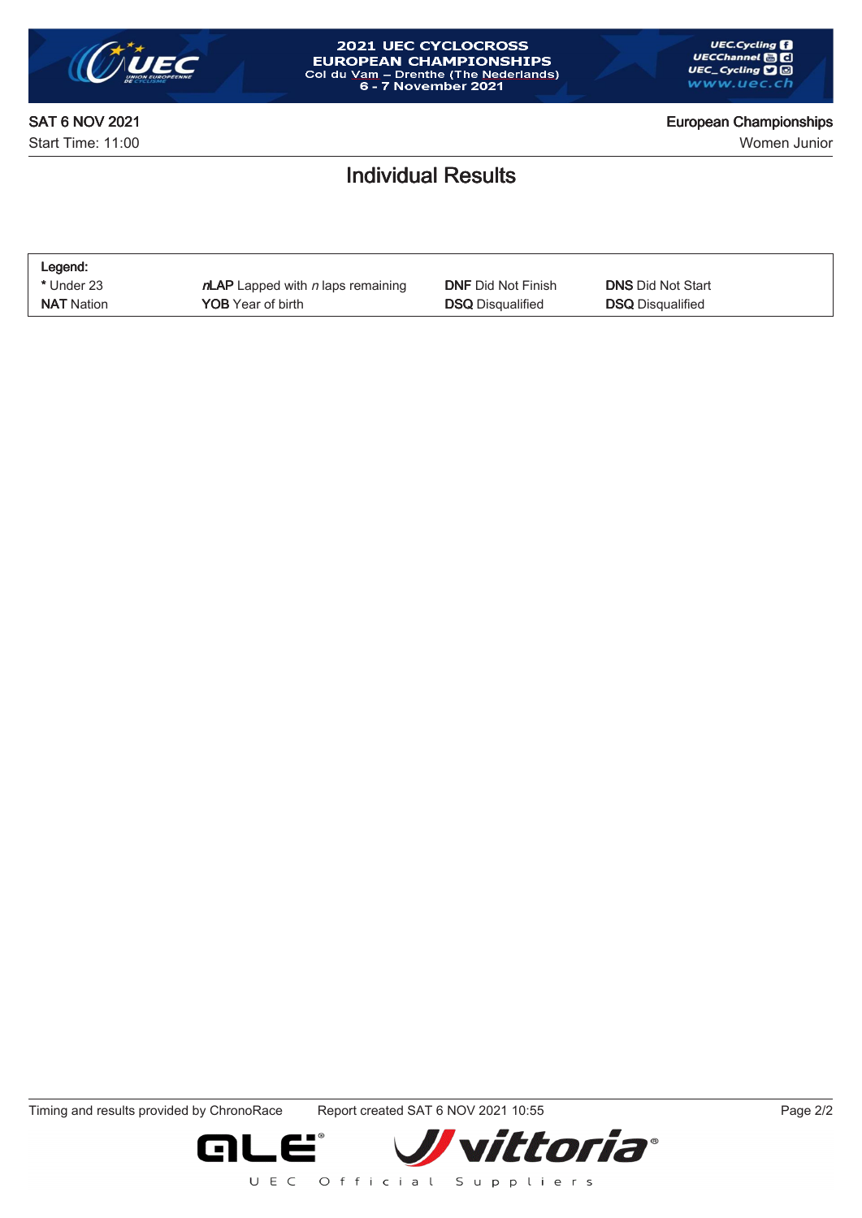SAT 6 NOV 2021

Start Time: 11:00

European Championships

Women Junior

# Individual Results

| Legend: | | | |
|---|---|---|---|
| * Under 23 | *n*LAP Lapped with *n* laps remaining | **DNF** Did Not Finish | **DNS** Did Not Start |
| **NAT** Nation | **YOB** Year of birth | **DSQ** Disqualified | **DSQ** Disqualified |

Timing and results provided by ChronoRace    Report created SAT 6 NOV 2021 10:55

UEC Official Suppliers